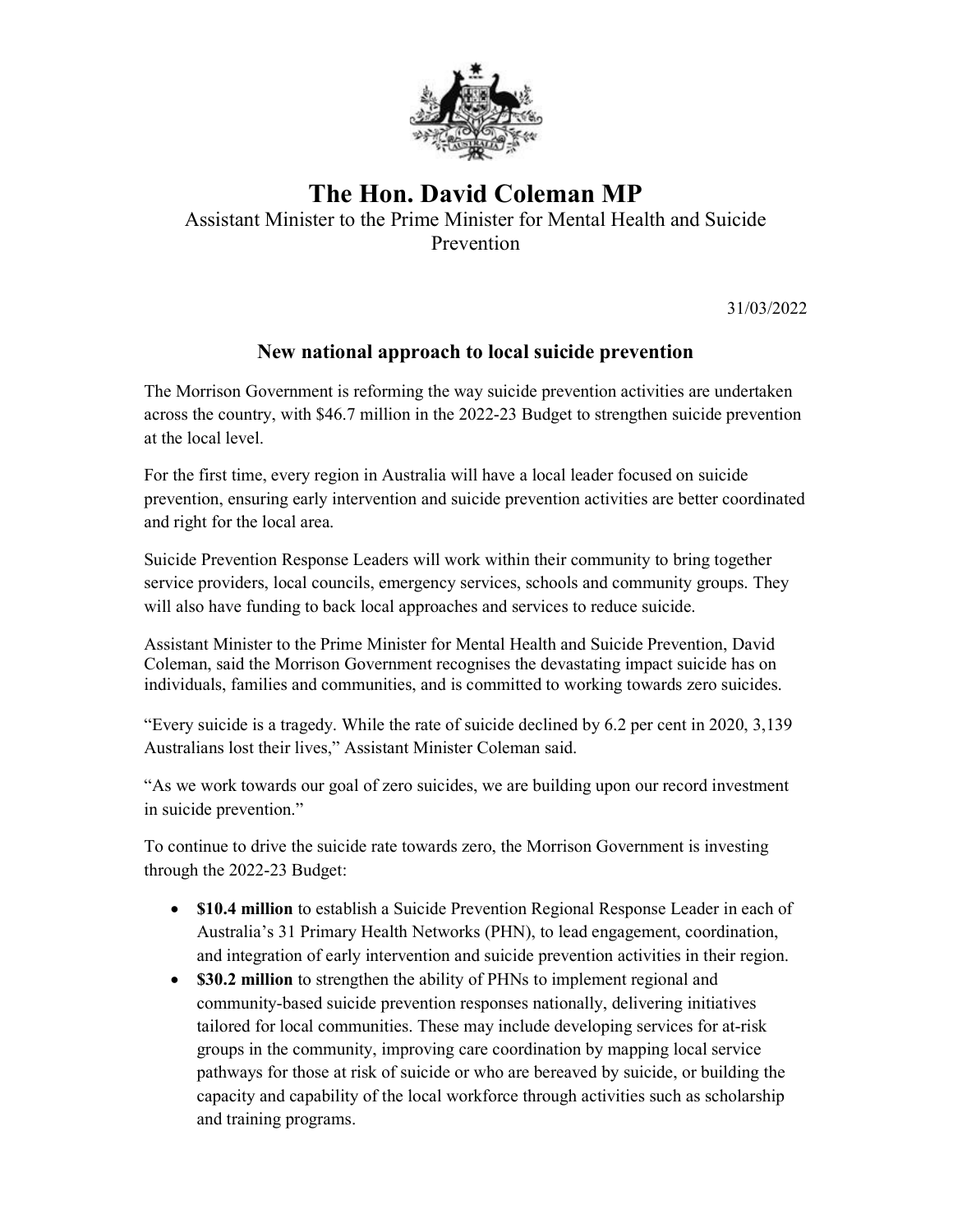# The Hon. David Coleman MP

Assistant Minister to the Prime Minister for Mental Health and Suicide Prevention

31/03/2022

## New national approach to local suicide prevention

The Morrison Government is reforming the way suicide prevention activities are undertaken across the country, with $46.7 million in the 2022-23 Budget to strengthen suicide prevention at the local level.

For the first time, every region in Australia will have a local leader focused on suicide prevention, ensuring early intervention and suicide prevention activities are better coordinated and right for the local area.

Suicide Prevention Response Leaders will work within their community to bring together service providers, local councils, emergency services, schools and community groups. They will also have funding to back local approaches and services to reduce suicide.

Assistant Minister to the Prime Minister for Mental Health and Suicide Prevention, David Coleman, said the Morrison Government recognises the devastating impact suicide has on individuals, families and communities, and is committed to working towards zero suicides.

"Every suicide is a tragedy. While the rate of suicide declined by 6.2 per cent in 2020, 3,139 Australians lost their lives," Assistant Minister Coleman said.

"As we work towards our goal of zero suicides, we are building upon our record investment in suicide prevention."

To continue to drive the suicide rate towards zero, the Morrison Government is investing through the 2022-23 Budget:

- **$10.4 million** to establish a Suicide Prevention Regional Response Leader in each of Australia's 31 Primary Health Networks (PHN), to lead engagement, coordination, and integration of early intervention and suicide prevention activities in their region.
- **$30.2 million** to strengthen the ability of PHNs to implement regional and community-based suicide prevention responses nationally, delivering initiatives tailored for local communities. These may include developing services for at-risk groups in the community, improving care coordination by mapping local service pathways for those at risk of suicide or who are bereaved by suicide, or building the capacity and capability of the local workforce through activities such as scholarship and training programs.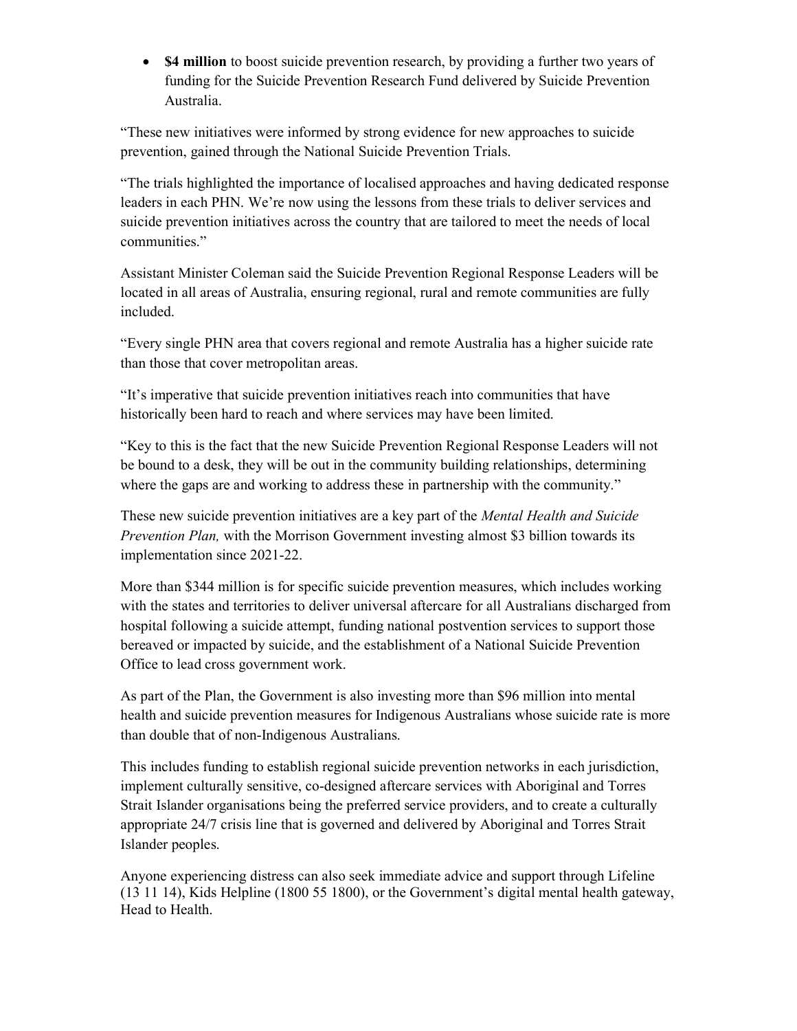- **$4 million** to boost suicide prevention research, by providing a further two years of funding for the Suicide Prevention Research Fund delivered by Suicide Prevention Australia.

"These new initiatives were informed by strong evidence for new approaches to suicide prevention, gained through the National Suicide Prevention Trials.

"The trials highlighted the importance of localised approaches and having dedicated response leaders in each PHN. We're now using the lessons from these trials to deliver services and suicide prevention initiatives across the country that are tailored to meet the needs of local communities."

Assistant Minister Coleman said the Suicide Prevention Regional Response Leaders will be located in all areas of Australia, ensuring regional, rural and remote communities are fully included.

"Every single PHN area that covers regional and remote Australia has a higher suicide rate than those that cover metropolitan areas.

"It's imperative that suicide prevention initiatives reach into communities that have historically been hard to reach and where services may have been limited.

"Key to this is the fact that the new Suicide Prevention Regional Response Leaders will not be bound to a desk, they will be out in the community building relationships, determining where the gaps are and working to address these in partnership with the community."

These new suicide prevention initiatives are a key part of the *Mental Health and Suicide Prevention Plan,* with the Morrison Government investing almost $3 billion towards its implementation since 2021-22.

More than $344 million is for specific suicide prevention measures, which includes working with the states and territories to deliver universal aftercare for all Australians discharged from hospital following a suicide attempt, funding national postvention services to support those bereaved or impacted by suicide, and the establishment of a National Suicide Prevention Office to lead cross government work.

As part of the Plan, the Government is also investing more than $96 million into mental health and suicide prevention measures for Indigenous Australians whose suicide rate is more than double that of non-Indigenous Australians.

This includes funding to establish regional suicide prevention networks in each jurisdiction, implement culturally sensitive, co-designed aftercare services with Aboriginal and Torres Strait Islander organisations being the preferred service providers, and to create a culturally appropriate 24/7 crisis line that is governed and delivered by Aboriginal and Torres Strait Islander peoples.

Anyone experiencing distress can also seek immediate advice and support through Lifeline (13 11 14), Kids Helpline (1800 55 1800), or the Government's digital mental health gateway, Head to Health.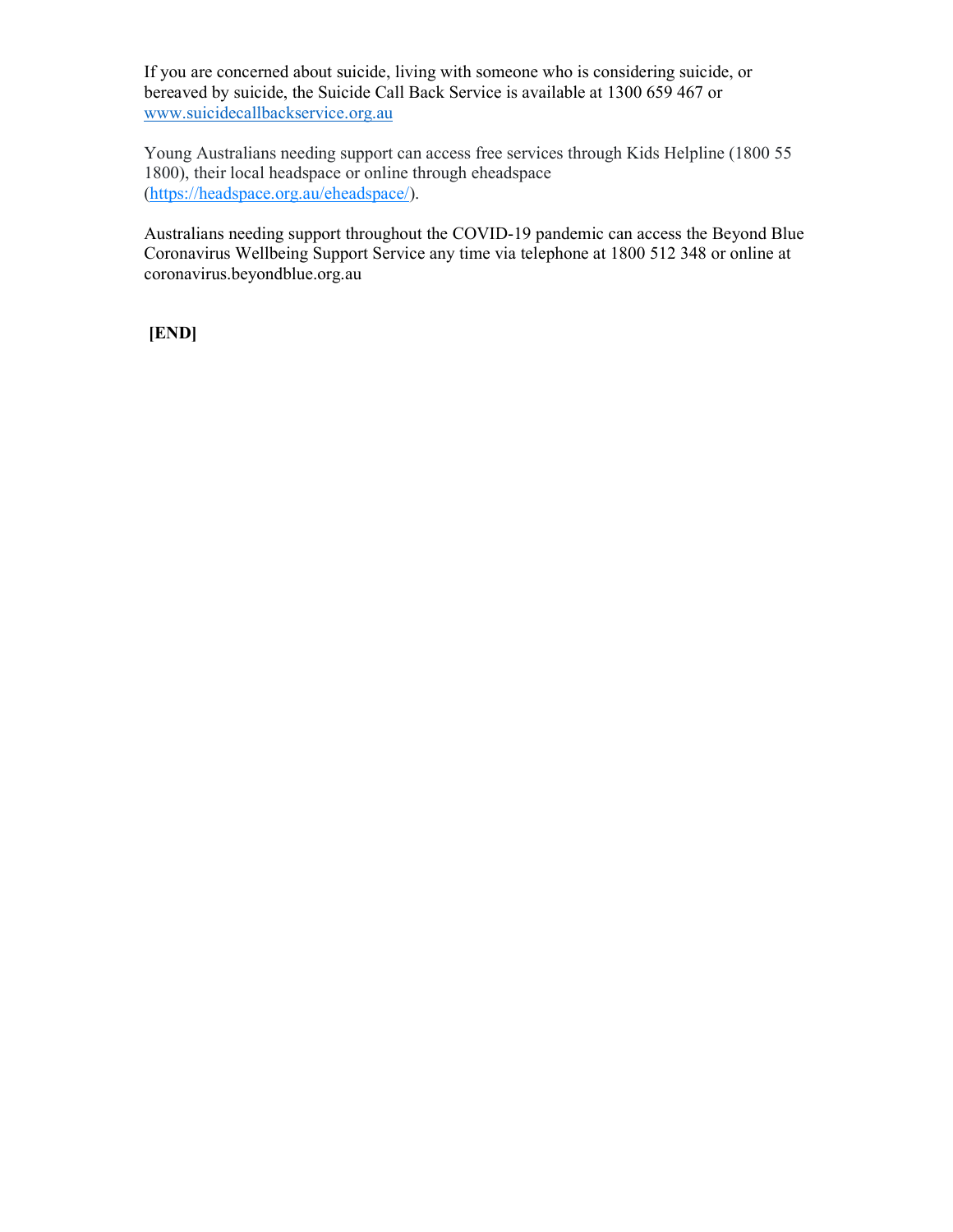If you are concerned about suicide, living with someone who is considering suicide, or bereaved by suicide, the Suicide Call Back Service is available at 1300 659 467 or [www.suicidecallbackservice.org.au](http://www.suicidecallbackservice.org.au)

Young Australians needing support can access free services through Kids Helpline (1800 55 1800), their local headspace or online through eheadspace ([https://headspace.org.au/eheadspace/](https://headspace.org.au/eheadspace/)).

Australians needing support throughout the COVID-19 pandemic can access the Beyond Blue Coronavirus Wellbeing Support Service any time via telephone at 1800 512 348 or online at coronavirus.beyondblue.org.au

**[END]**